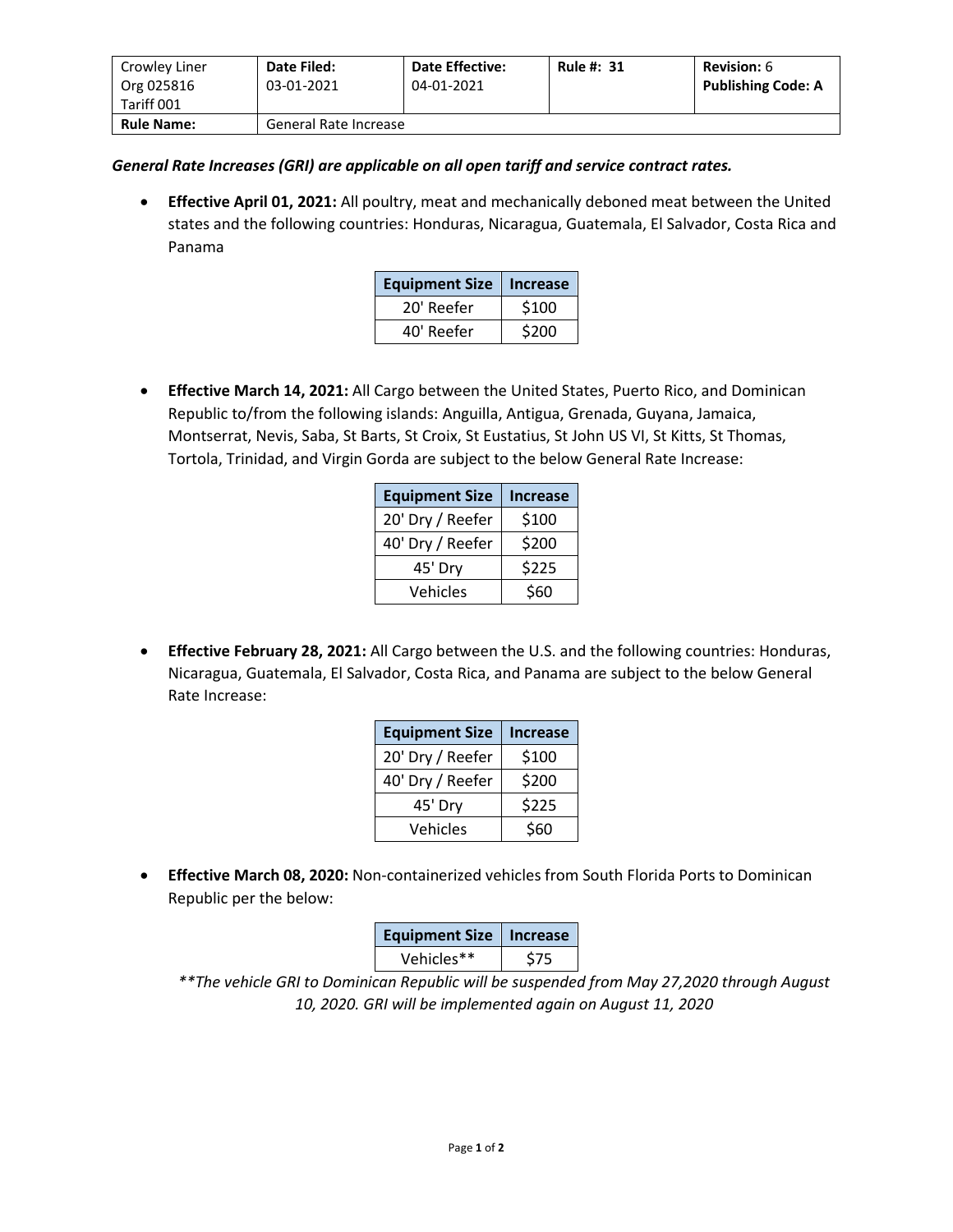| Crowley Liner<br>Org 025816<br>Tariff 001 | **Date Filed:**<br>03-01-2021 | **Date Effective:**<br>04-01-2021 | **Rule #: 31** | **Revision:** 6<br>**Publishing Code: A** |
|---|---|---|---|---|
| **Rule Name:** | General Rate Increase | | | |

***General Rate Increases (GRI) are applicable on all open tariff and service contract rates.***

- **Effective April 01, 2021:** All poultry, meat and mechanically deboned meat between the United states and the following countries: Honduras, Nicaragua, Guatemala, El Salvador, Costa Rica and Panama

| Equipment Size | Increase |
|---|---|
| 20' Reefer | $100 |
| 40' Reefer | $200 |

- **Effective March 14, 2021:** All Cargo between the United States, Puerto Rico, and Dominican Republic to/from the following islands: Anguilla, Antigua, Grenada, Guyana, Jamaica, Montserrat, Nevis, Saba, St Barts, St Croix, St Eustatius, St John US VI, St Kitts, St Thomas, Tortola, Trinidad, and Virgin Gorda are subject to the below General Rate Increase:

| Equipment Size | Increase |
|---|---|
| 20' Dry / Reefer | $100 |
| 40' Dry / Reefer | $200 |
| 45' Dry | $225 |
| Vehicles | $60 |

- **Effective February 28, 2021:** All Cargo between the U.S. and the following countries: Honduras, Nicaragua, Guatemala, El Salvador, Costa Rica, and Panama are subject to the below General Rate Increase:

| Equipment Size | Increase |
|---|---|
| 20' Dry / Reefer | $100 |
| 40' Dry / Reefer | $200 |
| 45' Dry | $225 |
| Vehicles | $60 |

- **Effective March 08, 2020:** Non-containerized vehicles from South Florida Ports to Dominican Republic per the below:

| Equipment Size | Increase |
|---|---|
| Vehicles** | $75 |

*\*\*The vehicle GRI to Dominican Republic will be suspended from May 27,2020 through August 10, 2020. GRI will be implemented again on August 11, 2020*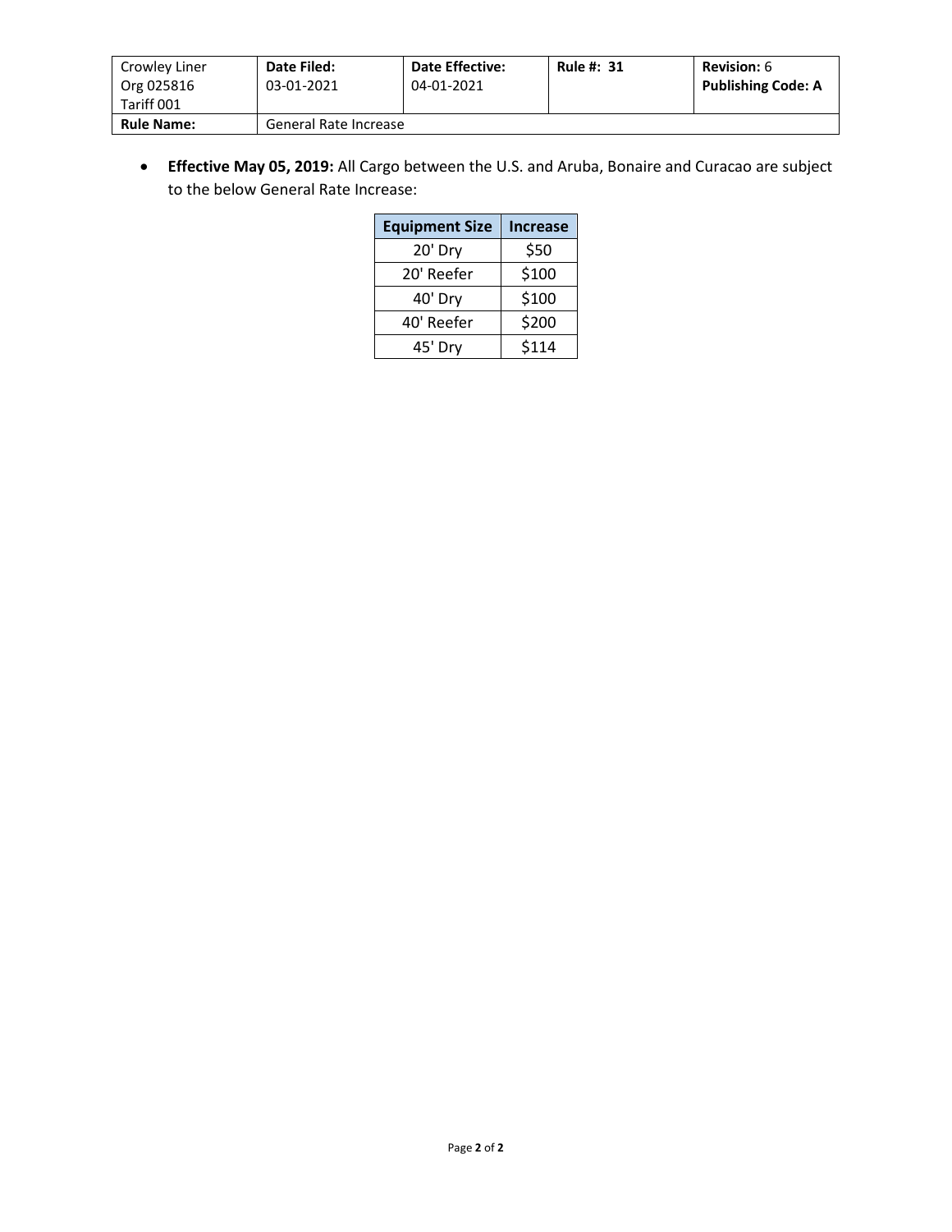| Crowley Liner Org 025816 Tariff 001 | **Date Filed:** 03-01-2021 | **Date Effective:** 04-01-2021 | **Rule #: 31** | **Revision:** 6 **Publishing Code: A** |
| --- | --- | --- | --- | --- |
| **Rule Name:** | General Rate Increase | | | |

- **Effective May 05, 2019:** All Cargo between the U.S. and Aruba, Bonaire and Curacao are subject to the below General Rate Increase:

| Equipment Size | Increase |
| --- | --- |
| 20' Dry | $50 |
| 20' Reefer | $100 |
| 40' Dry | $100 |
| 40' Reefer | $200 |
| 45' Dry | $114 |